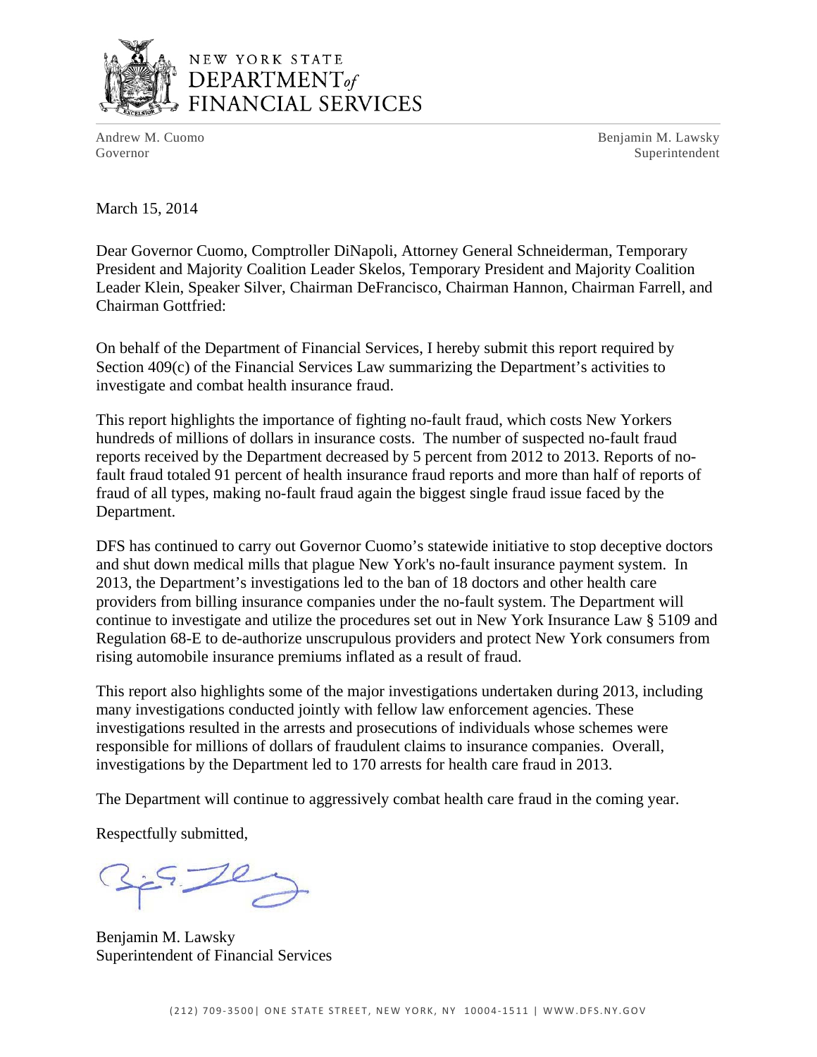# NEW YORK STATE DEPARTMENT *of* FINANCIAL SERVICES

Andrew M. Cuomo
Governor

Benjamin M. Lawsky
Superintendent

March 15, 2014

Dear Governor Cuomo, Comptroller DiNapoli, Attorney General Schneiderman, Temporary President and Majority Coalition Leader Skelos, Temporary President and Majority Coalition Leader Klein, Speaker Silver, Chairman DeFrancisco, Chairman Hannon, Chairman Farrell, and Chairman Gottfried:

On behalf of the Department of Financial Services, I hereby submit this report required by Section 409(c) of the Financial Services Law summarizing the Department's activities to investigate and combat health insurance fraud.

This report highlights the importance of fighting no-fault fraud, which costs New Yorkers hundreds of millions of dollars in insurance costs. The number of suspected no-fault fraud reports received by the Department decreased by 5 percent from 2012 to 2013. Reports of no-fault fraud totaled 91 percent of health insurance fraud reports and more than half of reports of fraud of all types, making no-fault fraud again the biggest single fraud issue faced by the Department.

DFS has continued to carry out Governor Cuomo's statewide initiative to stop deceptive doctors and shut down medical mills that plague New York's no-fault insurance payment system. In 2013, the Department's investigations led to the ban of 18 doctors and other health care providers from billing insurance companies under the no-fault system. The Department will continue to investigate and utilize the procedures set out in New York Insurance Law § 5109 and Regulation 68-E to de-authorize unscrupulous providers and protect New York consumers from rising automobile insurance premiums inflated as a result of fraud.

This report also highlights some of the major investigations undertaken during 2013, including many investigations conducted jointly with fellow law enforcement agencies. These investigations resulted in the arrests and prosecutions of individuals whose schemes were responsible for millions of dollars of fraudulent claims to insurance companies. Overall, investigations by the Department led to 170 arrests for health care fraud in 2013.

The Department will continue to aggressively combat health care fraud in the coming year.

Respectfully submitted,

Benjamin M. Lawsky
Superintendent of Financial Services

(212) 709-3500 | ONE STATE STREET, NEW YORK, NY 10004-1511 | WWW.DFS.NY.GOV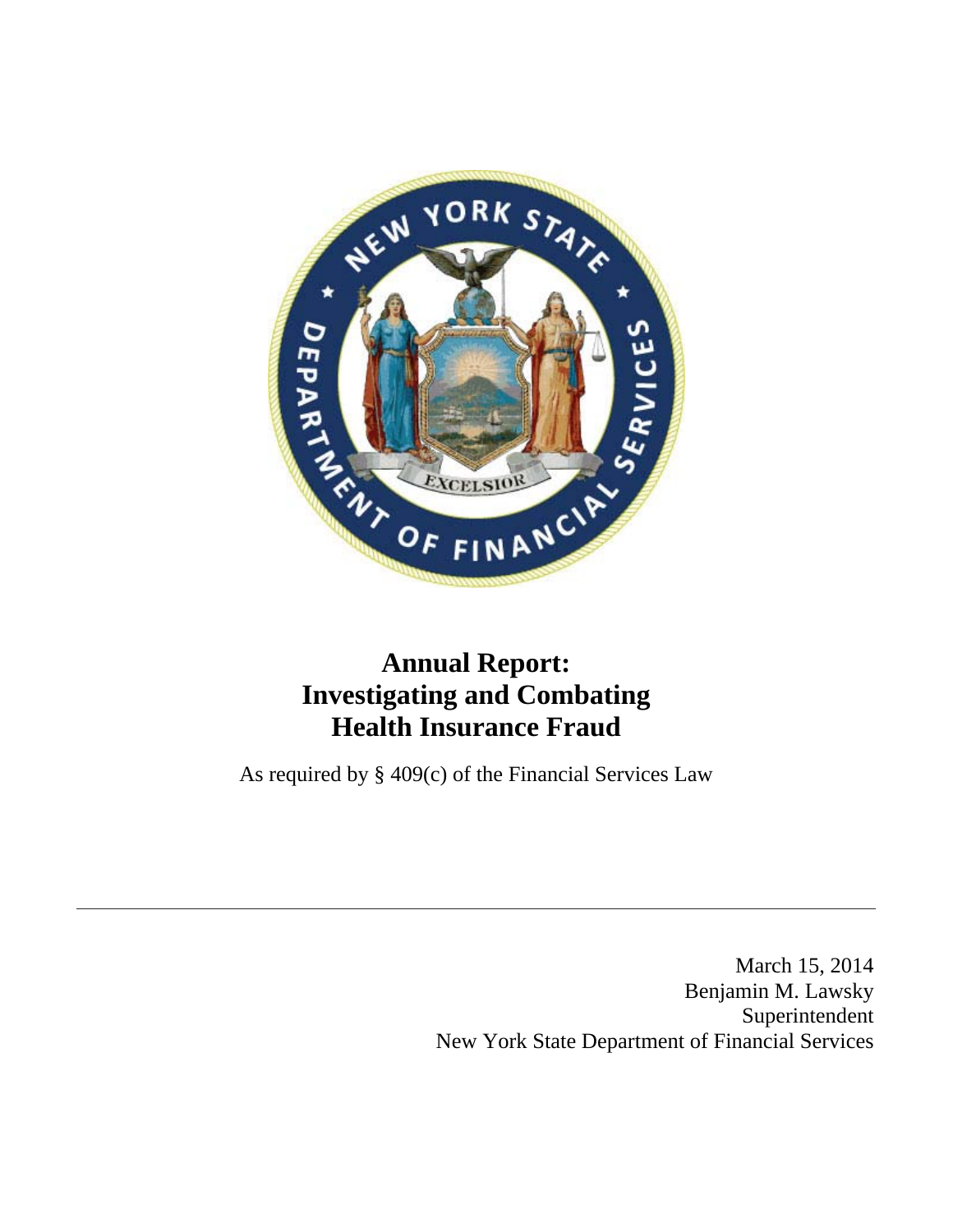# Annual Report: Investigating and Combating Health Insurance Fraud

As required by § 409(c) of the Financial Services Law

---

March 15, 2014
Benjamin M. Lawsky
Superintendent
New York State Department of Financial Services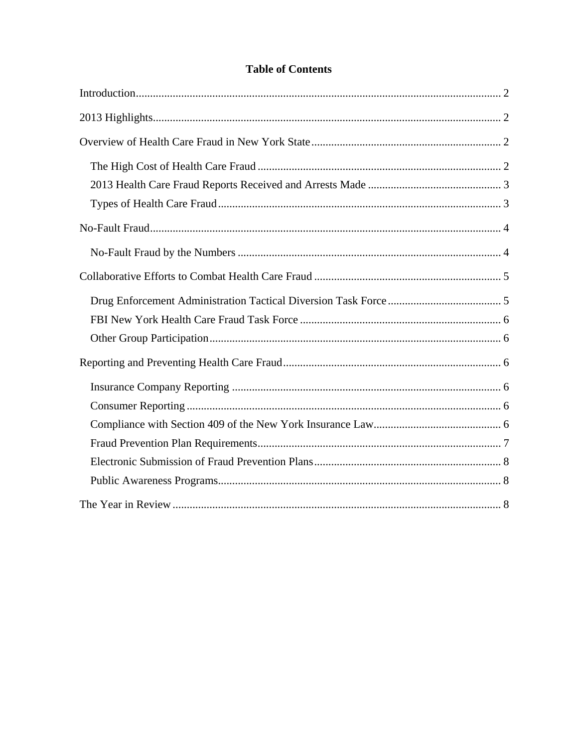# Table of Contents

Introduction ........................................................................................................................ 2

2013 Highlights .................................................................................................................. 2

Overview of Health Care Fraud in New York State ........................................................... 2

- The High Cost of Health Care Fraud ............................................................................ 2
- 2013 Health Care Fraud Reports Received and Arrests Made ..................................... 3
- Types of Health Care Fraud .......................................................................................... 3

No-Fault Fraud ................................................................................................................... 4

- No-Fault Fraud by the Numbers ................................................................................... 4

Collaborative Efforts to Combat Health Care Fraud .......................................................... 5

- Drug Enforcement Administration Tactical Diversion Task Force ............................... 5
- FBI New York Health Care Fraud Task Force ............................................................. 6
- Other Group Participation ............................................................................................. 6

Reporting and Preventing Health Care Fraud ..................................................................... 6

- Insurance Company Reporting ...................................................................................... 6
- Consumer Reporting ...................................................................................................... 6
- Compliance with Section 409 of the New York Insurance Law .................................... 6
- Fraud Prevention Plan Requirements ............................................................................. 7
- Electronic Submission of Fraud Prevention Plans ......................................................... 8
- Public Awareness Programs ........................................................................................... 8

The Year in Review ............................................................................................................ 8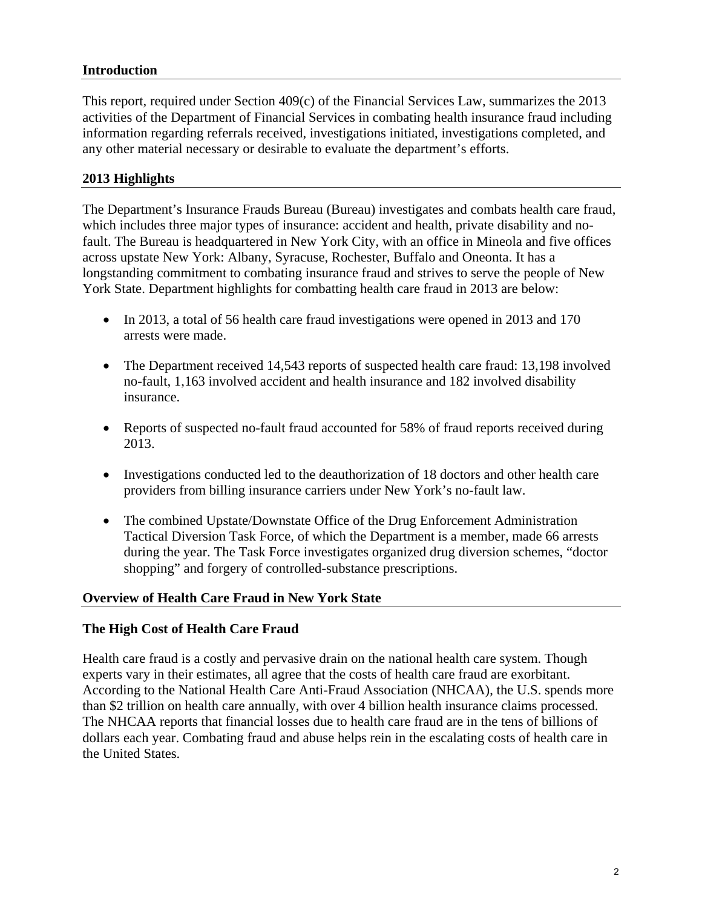## Introduction

This report, required under Section 409(c) of the Financial Services Law, summarizes the 2013 activities of the Department of Financial Services in combating health insurance fraud including information regarding referrals received, investigations initiated, investigations completed, and any other material necessary or desirable to evaluate the department's efforts.

## 2013 Highlights

The Department's Insurance Frauds Bureau (Bureau) investigates and combats health care fraud, which includes three major types of insurance: accident and health, private disability and no-fault. The Bureau is headquartered in New York City, with an office in Mineola and five offices across upstate New York: Albany, Syracuse, Rochester, Buffalo and Oneonta. It has a longstanding commitment to combating insurance fraud and strives to serve the people of New York State. Department highlights for combatting health care fraud in 2013 are below:

- In 2013, a total of 56 health care fraud investigations were opened in 2013 and 170 arrests were made.
- The Department received 14,543 reports of suspected health care fraud: 13,198 involved no-fault, 1,163 involved accident and health insurance and 182 involved disability insurance.
- Reports of suspected no-fault fraud accounted for 58% of fraud reports received during 2013.
- Investigations conducted led to the deauthorization of 18 doctors and other health care providers from billing insurance carriers under New York's no-fault law.
- The combined Upstate/Downstate Office of the Drug Enforcement Administration Tactical Diversion Task Force, of which the Department is a member, made 66 arrests during the year. The Task Force investigates organized drug diversion schemes, "doctor shopping" and forgery of controlled-substance prescriptions.

## Overview of Health Care Fraud in New York State

### The High Cost of Health Care Fraud

Health care fraud is a costly and pervasive drain on the national health care system. Though experts vary in their estimates, all agree that the costs of health care fraud are exorbitant. According to the National Health Care Anti-Fraud Association (NHCAA), the U.S. spends more than $2 trillion on health care annually, with over 4 billion health insurance claims processed. The NHCAA reports that financial losses due to health care fraud are in the tens of billions of dollars each year. Combating fraud and abuse helps rein in the escalating costs of health care in the United States.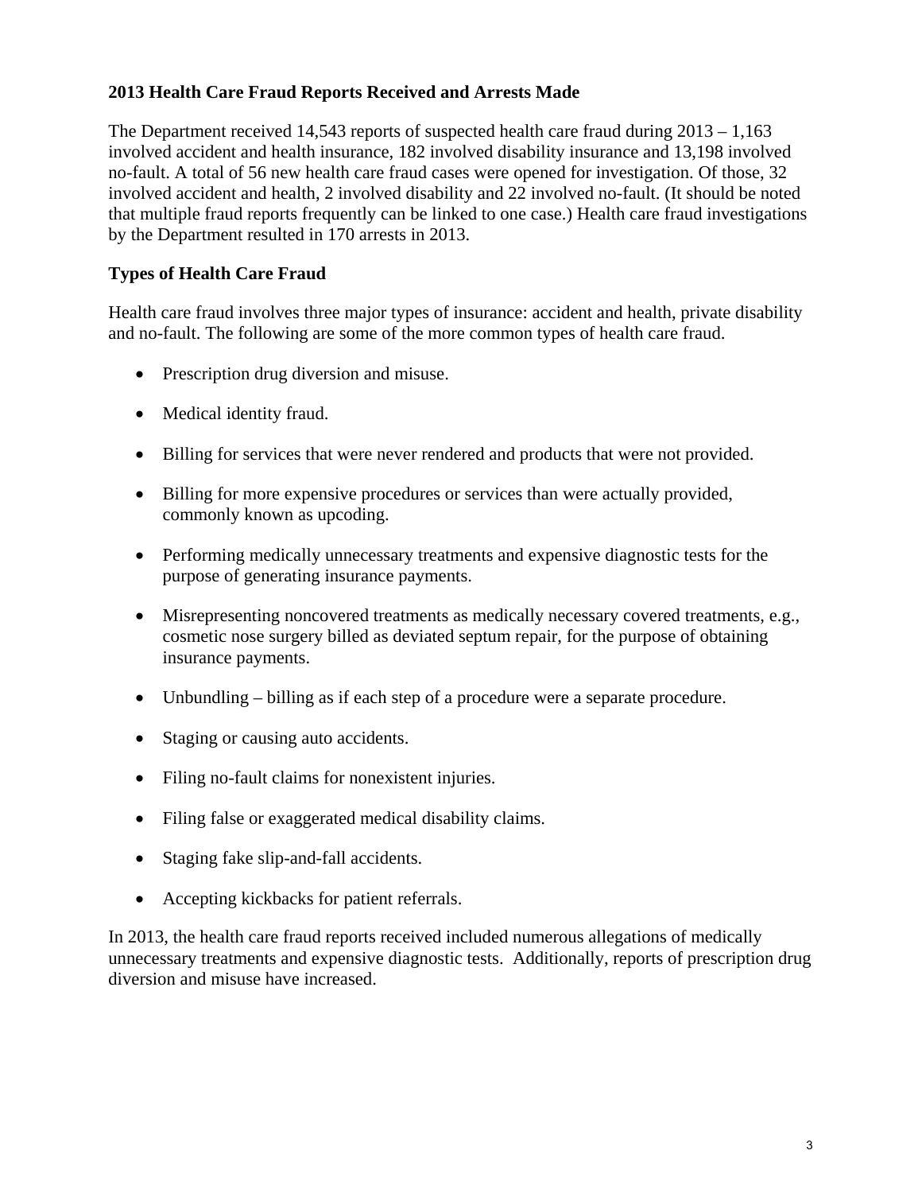**2013 Health Care Fraud Reports Received and Arrests Made**

The Department received 14,543 reports of suspected health care fraud during 2013 – 1,163 involved accident and health insurance, 182 involved disability insurance and 13,198 involved no-fault. A total of 56 new health care fraud cases were opened for investigation. Of those, 32 involved accident and health, 2 involved disability and 22 involved no-fault. (It should be noted that multiple fraud reports frequently can be linked to one case.) Health care fraud investigations by the Department resulted in 170 arrests in 2013.

**Types of Health Care Fraud**

Health care fraud involves three major types of insurance: accident and health, private disability and no-fault. The following are some of the more common types of health care fraud.

- Prescription drug diversion and misuse.
- Medical identity fraud.
- Billing for services that were never rendered and products that were not provided.
- Billing for more expensive procedures or services than were actually provided, commonly known as upcoding.
- Performing medically unnecessary treatments and expensive diagnostic tests for the purpose of generating insurance payments.
- Misrepresenting noncovered treatments as medically necessary covered treatments, e.g., cosmetic nose surgery billed as deviated septum repair, for the purpose of obtaining insurance payments.
- Unbundling – billing as if each step of a procedure were a separate procedure.
- Staging or causing auto accidents.
- Filing no-fault claims for nonexistent injuries.
- Filing false or exaggerated medical disability claims.
- Staging fake slip-and-fall accidents.
- Accepting kickbacks for patient referrals.

In 2013, the health care fraud reports received included numerous allegations of medically unnecessary treatments and expensive diagnostic tests. Additionally, reports of prescription drug diversion and misuse have increased.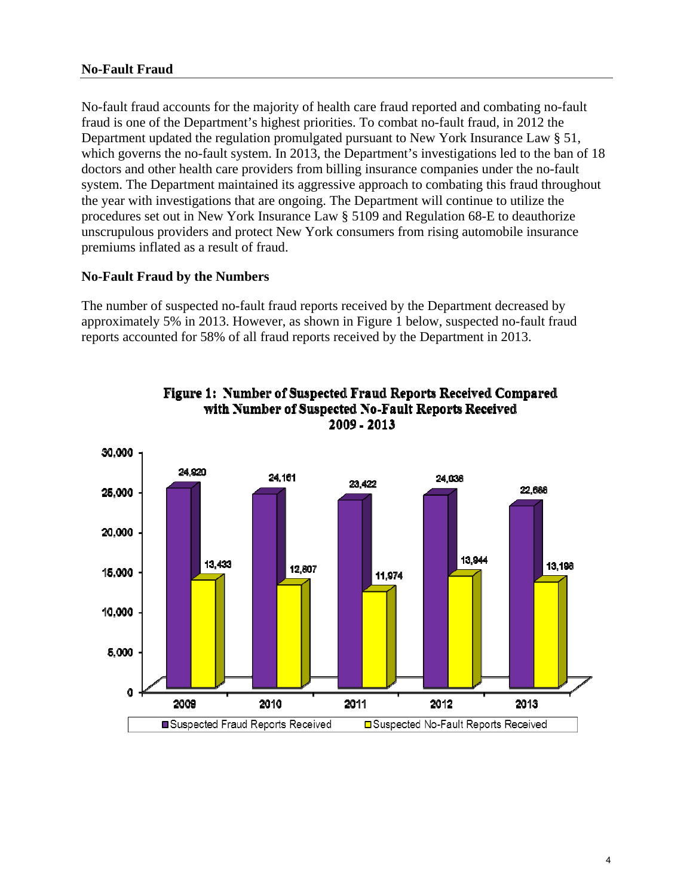## No-Fault Fraud

No-fault fraud accounts for the majority of health care fraud reported and combating no-fault fraud is one of the Department's highest priorities. To combat no-fault fraud, in 2012 the Department updated the regulation promulgated pursuant to New York Insurance Law § 51, which governs the no-fault system. In 2013, the Department's investigations led to the ban of 18 doctors and other health care providers from billing insurance companies under the no-fault system. The Department maintained its aggressive approach to combating this fraud throughout the year with investigations that are ongoing. The Department will continue to utilize the procedures set out in New York Insurance Law § 5109 and Regulation 68-E to deauthorize unscrupulous providers and protect New York consumers from rising automobile insurance premiums inflated as a result of fraud.

### No-Fault Fraud by the Numbers

The number of suspected no-fault fraud reports received by the Department decreased by approximately 5% in 2013. However, as shown in Figure 1 below, suspected no-fault fraud reports accounted for 58% of all fraud reports received by the Department in 2013.

**Figure 1: Number of Suspected Fraud Reports Received Compared with Number of Suspected No-Fault Reports Received 2009 - 2013**

| Year | Suspected Fraud Reports Received | Suspected No-Fault Reports Received |
|---|---|---|
| 2009 | 24,920 | 13,433 |
| 2010 | 24,161 | 12,807 |
| 2011 | 23,422 | 11,974 |
| 2012 | 24,038 | 13,944 |
| 2013 | 22,686 | 13,198 |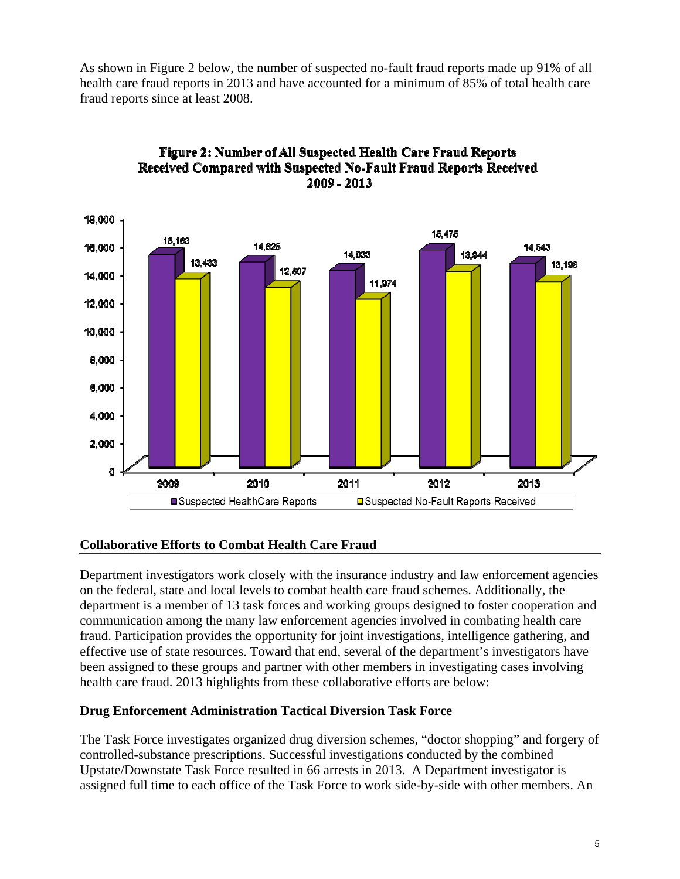As shown in Figure 2 below, the number of suspected no-fault fraud reports made up 91% of all health care fraud reports in 2013 and have accounted for a minimum of 85% of total health care fraud reports since at least 2008.

**Figure 2: Number of All Suspected Health Care Fraud Reports Received Compared with Suspected No-Fault Fraud Reports Received 2009 - 2013**

| Year | Suspected HealthCare Reports | Suspected No-Fault Reports Received |
|---|---|---|
| 2009 | 15,163 | 13,433 |
| 2010 | 14,625 | 12,807 |
| 2011 | 14,033 | 11,974 |
| 2012 | 15,475 | 13,944 |
| 2013 | 14,543 | 13,198 |

## Collaborative Efforts to Combat Health Care Fraud

Department investigators work closely with the insurance industry and law enforcement agencies on the federal, state and local levels to combat health care fraud schemes. Additionally, the department is a member of 13 task forces and working groups designed to foster cooperation and communication among the many law enforcement agencies involved in combating health care fraud. Participation provides the opportunity for joint investigations, intelligence gathering, and effective use of state resources. Toward that end, several of the department's investigators have been assigned to these groups and partner with other members in investigating cases involving health care fraud. 2013 highlights from these collaborative efforts are below:

### Drug Enforcement Administration Tactical Diversion Task Force

The Task Force investigates organized drug diversion schemes, "doctor shopping" and forgery of controlled-substance prescriptions. Successful investigations conducted by the combined Upstate/Downstate Task Force resulted in 66 arrests in 2013. A Department investigator is assigned full time to each office of the Task Force to work side-by-side with other members. An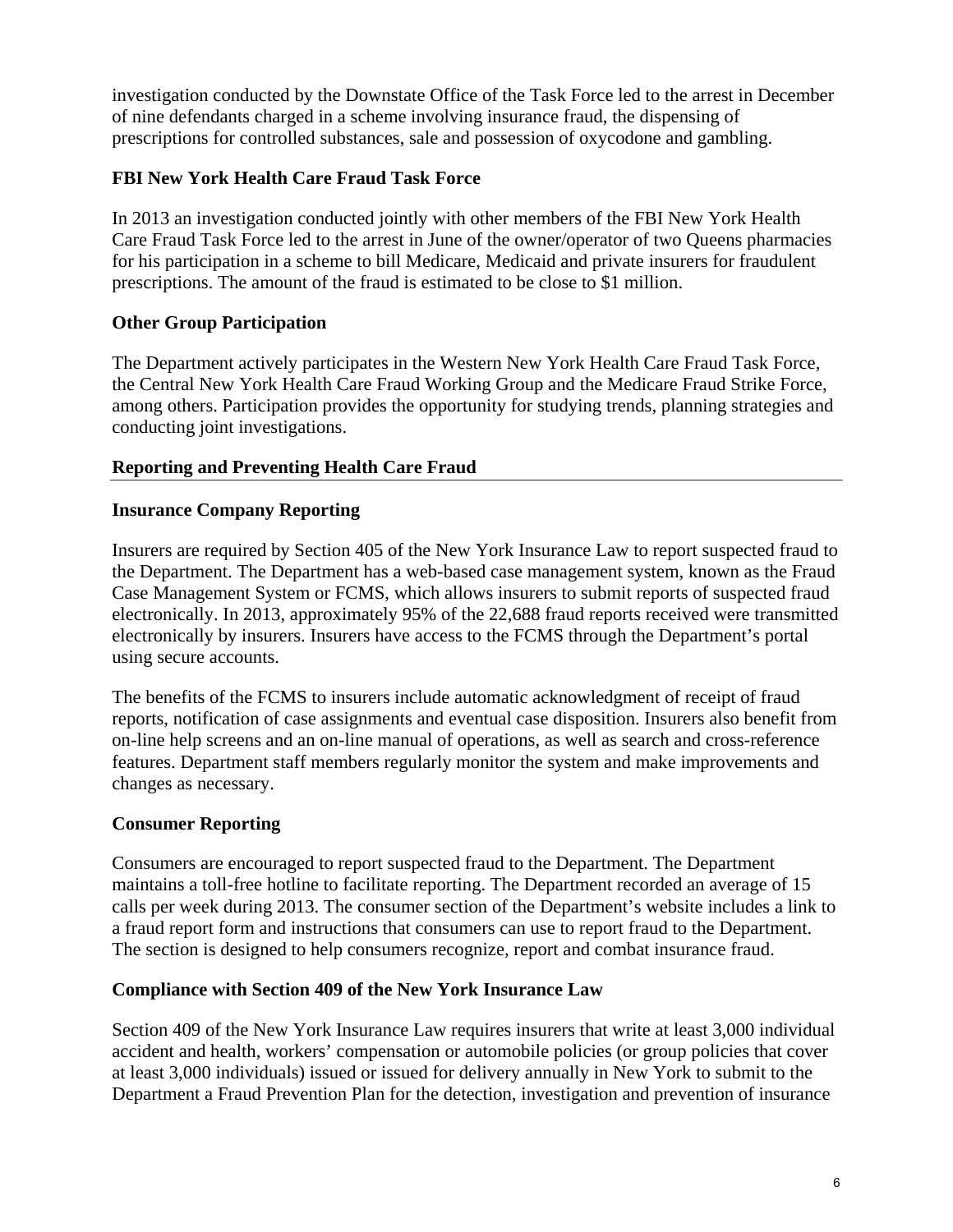investigation conducted by the Downstate Office of the Task Force led to the arrest in December of nine defendants charged in a scheme involving insurance fraud, the dispensing of prescriptions for controlled substances, sale and possession of oxycodone and gambling.

### FBI New York Health Care Fraud Task Force

In 2013 an investigation conducted jointly with other members of the FBI New York Health Care Fraud Task Force led to the arrest in June of the owner/operator of two Queens pharmacies for his participation in a scheme to bill Medicare, Medicaid and private insurers for fraudulent prescriptions. The amount of the fraud is estimated to be close to $1 million.

### Other Group Participation

The Department actively participates in the Western New York Health Care Fraud Task Force, the Central New York Health Care Fraud Working Group and the Medicare Fraud Strike Force, among others. Participation provides the opportunity for studying trends, planning strategies and conducting joint investigations.

## Reporting and Preventing Health Care Fraud

### Insurance Company Reporting

Insurers are required by Section 405 of the New York Insurance Law to report suspected fraud to the Department. The Department has a web-based case management system, known as the Fraud Case Management System or FCMS, which allows insurers to submit reports of suspected fraud electronically. In 2013, approximately 95% of the 22,688 fraud reports received were transmitted electronically by insurers. Insurers have access to the FCMS through the Department's portal using secure accounts.

The benefits of the FCMS to insurers include automatic acknowledgment of receipt of fraud reports, notification of case assignments and eventual case disposition. Insurers also benefit from on-line help screens and an on-line manual of operations, as well as search and cross-reference features. Department staff members regularly monitor the system and make improvements and changes as necessary.

### Consumer Reporting

Consumers are encouraged to report suspected fraud to the Department. The Department maintains a toll-free hotline to facilitate reporting. The Department recorded an average of 15 calls per week during 2013. The consumer section of the Department's website includes a link to a fraud report form and instructions that consumers can use to report fraud to the Department. The section is designed to help consumers recognize, report and combat insurance fraud.

### Compliance with Section 409 of the New York Insurance Law

Section 409 of the New York Insurance Law requires insurers that write at least 3,000 individual accident and health, workers' compensation or automobile policies (or group policies that cover at least 3,000 individuals) issued or issued for delivery annually in New York to submit to the Department a Fraud Prevention Plan for the detection, investigation and prevention of insurance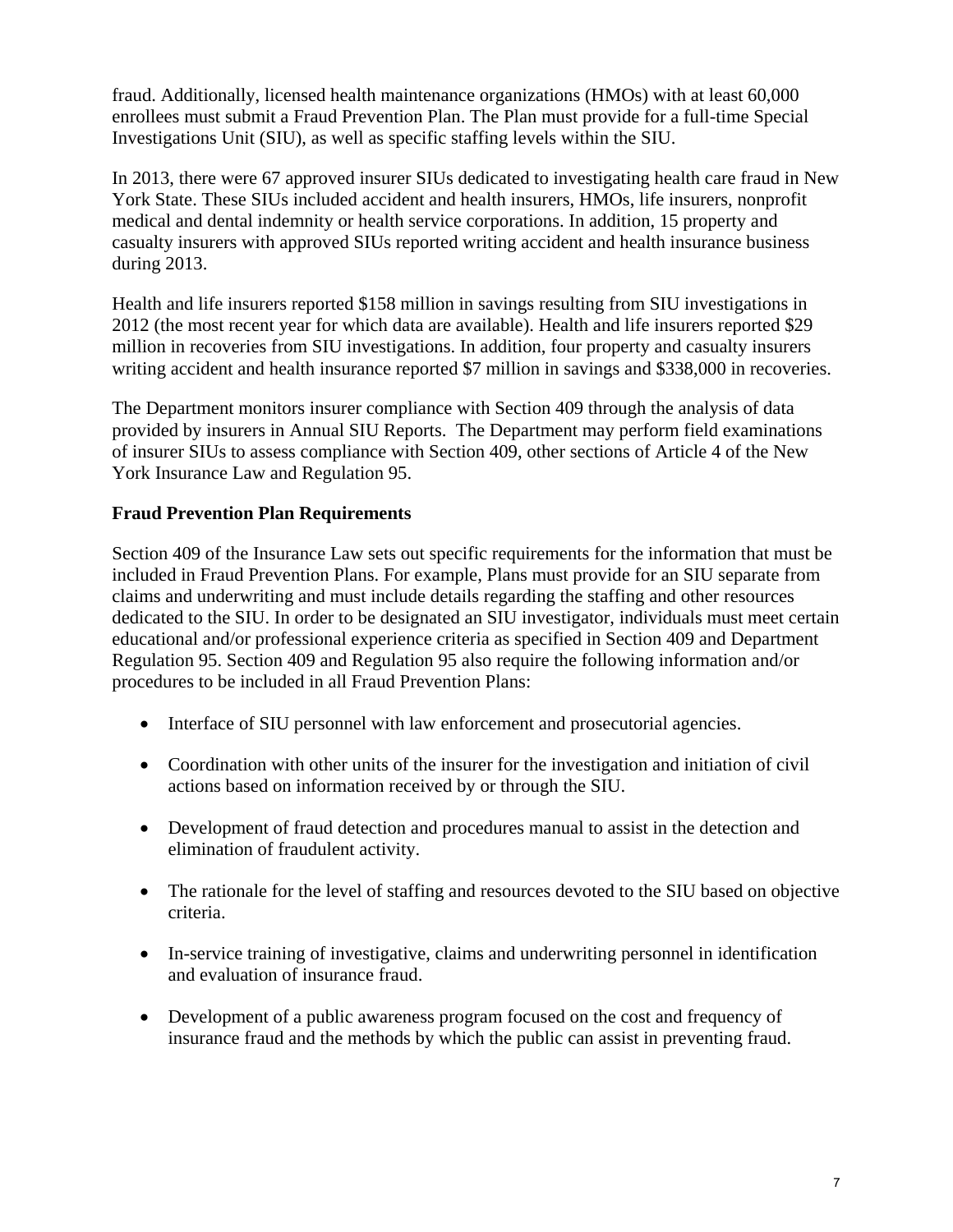fraud. Additionally, licensed health maintenance organizations (HMOs) with at least 60,000 enrollees must submit a Fraud Prevention Plan. The Plan must provide for a full-time Special Investigations Unit (SIU), as well as specific staffing levels within the SIU.

In 2013, there were 67 approved insurer SIUs dedicated to investigating health care fraud in New York State. These SIUs included accident and health insurers, HMOs, life insurers, nonprofit medical and dental indemnity or health service corporations. In addition, 15 property and casualty insurers with approved SIUs reported writing accident and health insurance business during 2013.

Health and life insurers reported $158 million in savings resulting from SIU investigations in 2012 (the most recent year for which data are available). Health and life insurers reported $29 million in recoveries from SIU investigations. In addition, four property and casualty insurers writing accident and health insurance reported $7 million in savings and $338,000 in recoveries.

The Department monitors insurer compliance with Section 409 through the analysis of data provided by insurers in Annual SIU Reports. The Department may perform field examinations of insurer SIUs to assess compliance with Section 409, other sections of Article 4 of the New York Insurance Law and Regulation 95.

**Fraud Prevention Plan Requirements**

Section 409 of the Insurance Law sets out specific requirements for the information that must be included in Fraud Prevention Plans. For example, Plans must provide for an SIU separate from claims and underwriting and must include details regarding the staffing and other resources dedicated to the SIU. In order to be designated an SIU investigator, individuals must meet certain educational and/or professional experience criteria as specified in Section 409 and Department Regulation 95. Section 409 and Regulation 95 also require the following information and/or procedures to be included in all Fraud Prevention Plans:

- Interface of SIU personnel with law enforcement and prosecutorial agencies.
- Coordination with other units of the insurer for the investigation and initiation of civil actions based on information received by or through the SIU.
- Development of fraud detection and procedures manual to assist in the detection and elimination of fraudulent activity.
- The rationale for the level of staffing and resources devoted to the SIU based on objective criteria.
- In-service training of investigative, claims and underwriting personnel in identification and evaluation of insurance fraud.
- Development of a public awareness program focused on the cost and frequency of insurance fraud and the methods by which the public can assist in preventing fraud.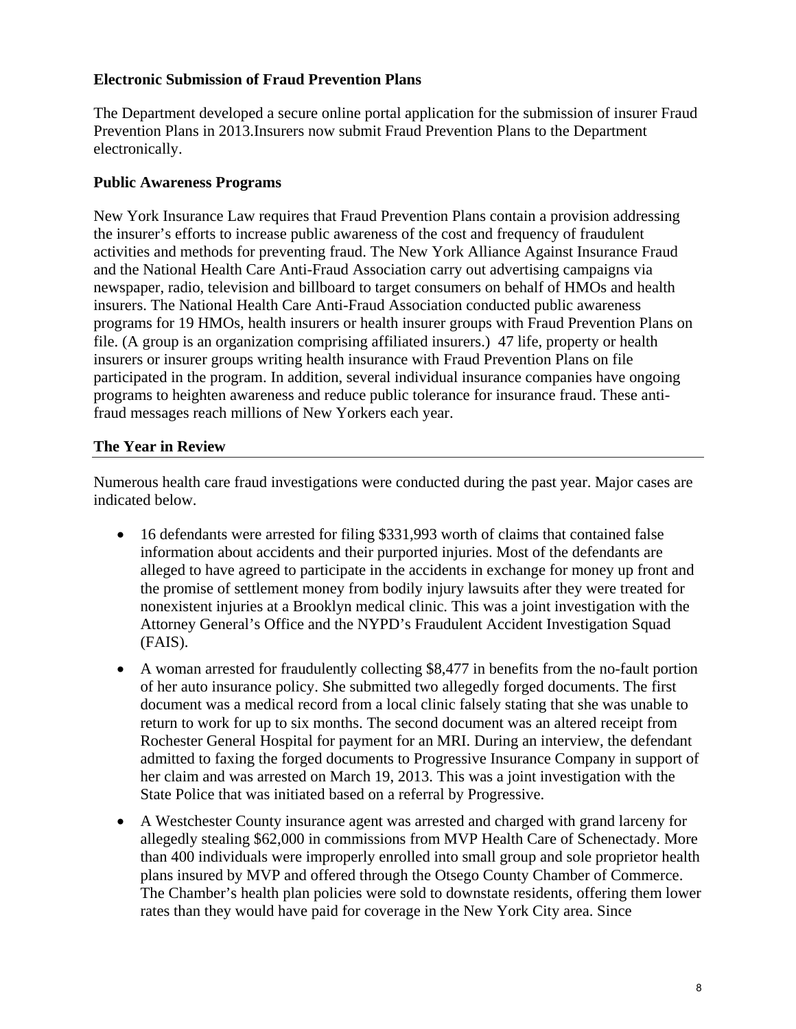### Electronic Submission of Fraud Prevention Plans

The Department developed a secure online portal application for the submission of insurer Fraud Prevention Plans in 2013.Insurers now submit Fraud Prevention Plans to the Department electronically.

### Public Awareness Programs

New York Insurance Law requires that Fraud Prevention Plans contain a provision addressing the insurer's efforts to increase public awareness of the cost and frequency of fraudulent activities and methods for preventing fraud. The New York Alliance Against Insurance Fraud and the National Health Care Anti-Fraud Association carry out advertising campaigns via newspaper, radio, television and billboard to target consumers on behalf of HMOs and health insurers. The National Health Care Anti-Fraud Association conducted public awareness programs for 19 HMOs, health insurers or health insurer groups with Fraud Prevention Plans on file. (A group is an organization comprising affiliated insurers.) 47 life, property or health insurers or insurer groups writing health insurance with Fraud Prevention Plans on file participated in the program. In addition, several individual insurance companies have ongoing programs to heighten awareness and reduce public tolerance for insurance fraud. These anti-fraud messages reach millions of New Yorkers each year.

## The Year in Review

Numerous health care fraud investigations were conducted during the past year. Major cases are indicated below.

- 16 defendants were arrested for filing $331,993 worth of claims that contained false information about accidents and their purported injuries. Most of the defendants are alleged to have agreed to participate in the accidents in exchange for money up front and the promise of settlement money from bodily injury lawsuits after they were treated for nonexistent injuries at a Brooklyn medical clinic. This was a joint investigation with the Attorney General's Office and the NYPD's Fraudulent Accident Investigation Squad (FAIS).
- A woman arrested for fraudulently collecting $8,477 in benefits from the no-fault portion of her auto insurance policy. She submitted two allegedly forged documents. The first document was a medical record from a local clinic falsely stating that she was unable to return to work for up to six months. The second document was an altered receipt from Rochester General Hospital for payment for an MRI. During an interview, the defendant admitted to faxing the forged documents to Progressive Insurance Company in support of her claim and was arrested on March 19, 2013. This was a joint investigation with the State Police that was initiated based on a referral by Progressive.
- A Westchester County insurance agent was arrested and charged with grand larceny for allegedly stealing $62,000 in commissions from MVP Health Care of Schenectady. More than 400 individuals were improperly enrolled into small group and sole proprietor health plans insured by MVP and offered through the Otsego County Chamber of Commerce. The Chamber's health plan policies were sold to downstate residents, offering them lower rates than they would have paid for coverage in the New York City area. Since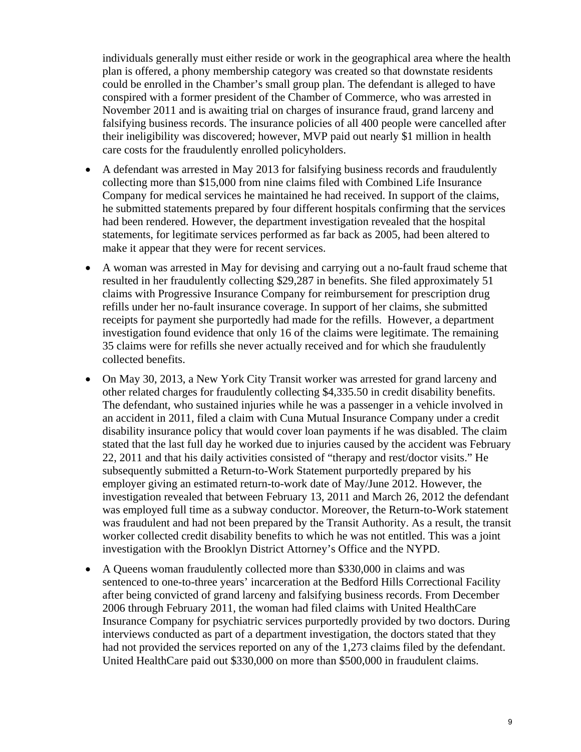individuals generally must either reside or work in the geographical area where the health plan is offered, a phony membership category was created so that downstate residents could be enrolled in the Chamber's small group plan. The defendant is alleged to have conspired with a former president of the Chamber of Commerce, who was arrested in November 2011 and is awaiting trial on charges of insurance fraud, grand larceny and falsifying business records. The insurance policies of all 400 people were cancelled after their ineligibility was discovered; however, MVP paid out nearly $1 million in health care costs for the fraudulently enrolled policyholders.

- A defendant was arrested in May 2013 for falsifying business records and fraudulently collecting more than $15,000 from nine claims filed with Combined Life Insurance Company for medical services he maintained he had received. In support of the claims, he submitted statements prepared by four different hospitals confirming that the services had been rendered. However, the department investigation revealed that the hospital statements, for legitimate services performed as far back as 2005, had been altered to make it appear that they were for recent services.
- A woman was arrested in May for devising and carrying out a no-fault fraud scheme that resulted in her fraudulently collecting $29,287 in benefits. She filed approximately 51 claims with Progressive Insurance Company for reimbursement for prescription drug refills under her no-fault insurance coverage. In support of her claims, she submitted receipts for payment she purportedly had made for the refills. However, a department investigation found evidence that only 16 of the claims were legitimate. The remaining 35 claims were for refills she never actually received and for which she fraudulently collected benefits.
- On May 30, 2013, a New York City Transit worker was arrested for grand larceny and other related charges for fraudulently collecting $4,335.50 in credit disability benefits. The defendant, who sustained injuries while he was a passenger in a vehicle involved in an accident in 2011, filed a claim with Cuna Mutual Insurance Company under a credit disability insurance policy that would cover loan payments if he was disabled. The claim stated that the last full day he worked due to injuries caused by the accident was February 22, 2011 and that his daily activities consisted of "therapy and rest/doctor visits." He subsequently submitted a Return-to-Work Statement purportedly prepared by his employer giving an estimated return-to-work date of May/June 2012. However, the investigation revealed that between February 13, 2011 and March 26, 2012 the defendant was employed full time as a subway conductor. Moreover, the Return-to-Work statement was fraudulent and had not been prepared by the Transit Authority. As a result, the transit worker collected credit disability benefits to which he was not entitled. This was a joint investigation with the Brooklyn District Attorney's Office and the NYPD.
- A Queens woman fraudulently collected more than $330,000 in claims and was sentenced to one-to-three years' incarceration at the Bedford Hills Correctional Facility after being convicted of grand larceny and falsifying business records. From December 2006 through February 2011, the woman had filed claims with United HealthCare Insurance Company for psychiatric services purportedly provided by two doctors. During interviews conducted as part of a department investigation, the doctors stated that they had not provided the services reported on any of the 1,273 claims filed by the defendant. United HealthCare paid out $330,000 on more than $500,000 in fraudulent claims.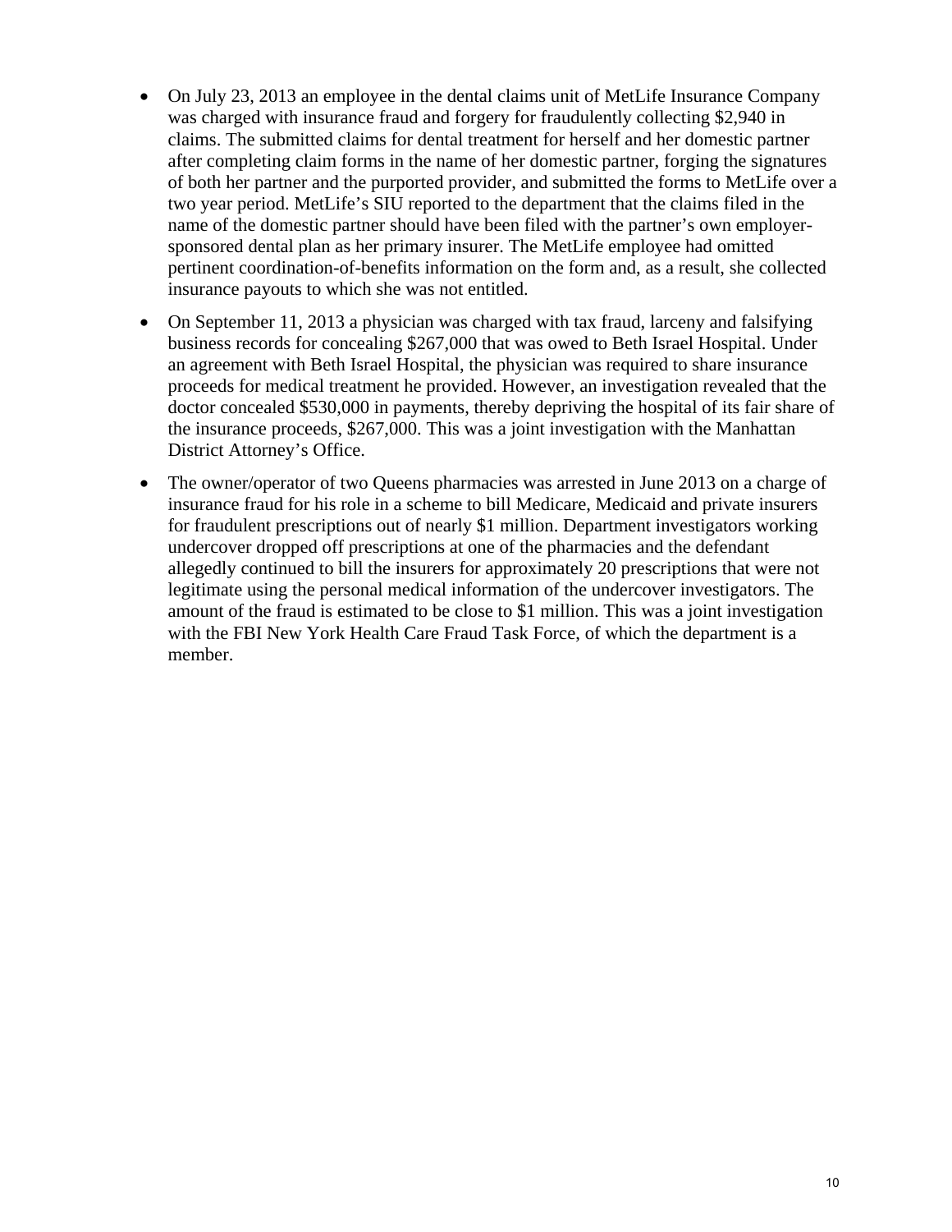- On July 23, 2013 an employee in the dental claims unit of MetLife Insurance Company was charged with insurance fraud and forgery for fraudulently collecting $2,940 in claims. The submitted claims for dental treatment for herself and her domestic partner after completing claim forms in the name of her domestic partner, forging the signatures of both her partner and the purported provider, and submitted the forms to MetLife over a two year period. MetLife's SIU reported to the department that the claims filed in the name of the domestic partner should have been filed with the partner's own employer-sponsored dental plan as her primary insurer. The MetLife employee had omitted pertinent coordination-of-benefits information on the form and, as a result, she collected insurance payouts to which she was not entitled.
- On September 11, 2013 a physician was charged with tax fraud, larceny and falsifying business records for concealing $267,000 that was owed to Beth Israel Hospital. Under an agreement with Beth Israel Hospital, the physician was required to share insurance proceeds for medical treatment he provided. However, an investigation revealed that the doctor concealed $530,000 in payments, thereby depriving the hospital of its fair share of the insurance proceeds, $267,000. This was a joint investigation with the Manhattan District Attorney's Office.
- The owner/operator of two Queens pharmacies was arrested in June 2013 on a charge of insurance fraud for his role in a scheme to bill Medicare, Medicaid and private insurers for fraudulent prescriptions out of nearly $1 million. Department investigators working undercover dropped off prescriptions at one of the pharmacies and the defendant allegedly continued to bill the insurers for approximately 20 prescriptions that were not legitimate using the personal medical information of the undercover investigators. The amount of the fraud is estimated to be close to $1 million. This was a joint investigation with the FBI New York Health Care Fraud Task Force, of which the department is a member.